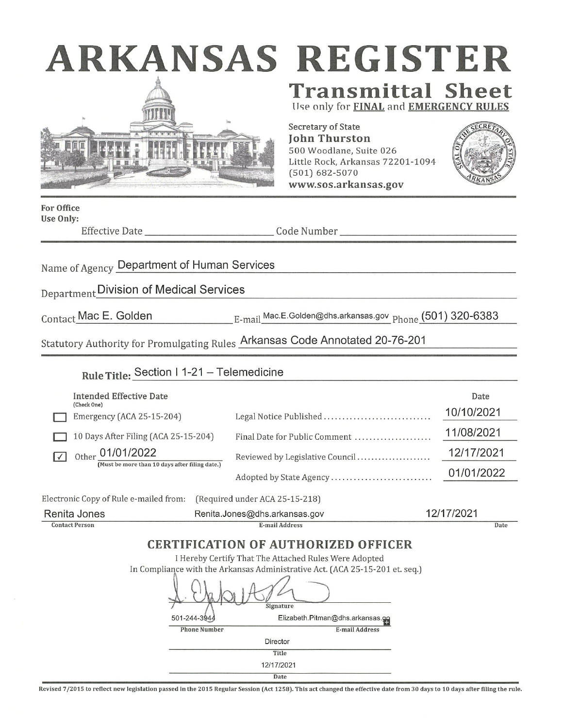# ARKANSAS REGISTER

## Transmittal Sheet

Use only for **FINAL** and **EMERGENCY RULES**

Secretary of State
**John Thurston**
500 Woodlane, Suite 026
Little Rock, Arkansas 72201-1094
(501) 682-5070
**www.sos.arkansas.gov**

**For Office Use Only:**

Effective Date ____________ Code Number ____________

Name of Agency Department of Human Services

Department Division of Medical Services

Contact Mac E. Golden E-mail Mac.E.Golden@dhs.arkansas.gov Phone (501) 320-6383

Statutory Authority for Promulgating Rules Arkansas Code Annotated 20-76-201

**Rule Title:** Section I 1-21 – Telemedicine

| Intended Effective Date (Check One) | | Date |
|---|---|---|
| ☐ Emergency (ACA 25-15-204) | Legal Notice Published | 10/10/2021 |
| ☐ 10 Days After Filing (ACA 25-15-204) | Final Date for Public Comment | 11/08/2021 |
| ☑ Other 01/01/2022 (Must be more than 10 days after filing date.) | Reviewed by Legislative Council | 12/17/2021 |
| | Adopted by State Agency | 01/01/2022 |

Electronic Copy of Rule e-mailed from: (Required under ACA 25-15-218)

| Contact Person | E-mail Address | Date |
|---|---|---|
| Renita Jones | Renita.Jones@dhs.arkansas.gov | 12/17/2021 |

## CERTIFICATION OF AUTHORIZED OFFICER

I Hereby Certify That The Attached Rules Were Adopted
In Compliance with the Arkansas Administrative Act. (ACA 25-15-201 et. seq.)

Signature: [signature]

Phone Number: 501-244-3944
E-mail Address: Elizabeth.Pitman@dhs.arkansas.gov

Title: Director

Date: 12/17/2021

Revised 7/2015 to reflect new legislation passed in the 2015 Regular Session (Act 1258). This act changed the effective date from 30 days to 10 days after filing the rule.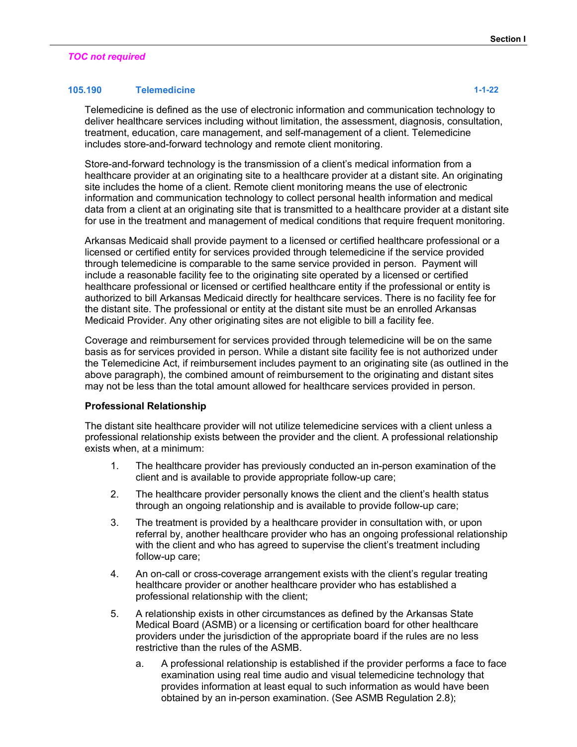*TOC not required*

### 105.190 Telemedicine 1-1-22

Telemedicine is defined as the use of electronic information and communication technology to deliver healthcare services including without limitation, the assessment, diagnosis, consultation, treatment, education, care management, and self-management of a client. Telemedicine includes store-and-forward technology and remote client monitoring.

Store-and-forward technology is the transmission of a client's medical information from a healthcare provider at an originating site to a healthcare provider at a distant site. An originating site includes the home of a client. Remote client monitoring means the use of electronic information and communication technology to collect personal health information and medical data from a client at an originating site that is transmitted to a healthcare provider at a distant site for use in the treatment and management of medical conditions that require frequent monitoring.

Arkansas Medicaid shall provide payment to a licensed or certified healthcare professional or a licensed or certified entity for services provided through telemedicine if the service provided through telemedicine is comparable to the same service provided in person. Payment will include a reasonable facility fee to the originating site operated by a licensed or certified healthcare professional or licensed or certified healthcare entity if the professional or entity is authorized to bill Arkansas Medicaid directly for healthcare services. There is no facility fee for the distant site. The professional or entity at the distant site must be an enrolled Arkansas Medicaid Provider. Any other originating sites are not eligible to bill a facility fee.

Coverage and reimbursement for services provided through telemedicine will be on the same basis as for services provided in person. While a distant site facility fee is not authorized under the Telemedicine Act, if reimbursement includes payment to an originating site (as outlined in the above paragraph), the combined amount of reimbursement to the originating and distant sites may not be less than the total amount allowed for healthcare services provided in person.

**Professional Relationship**

The distant site healthcare provider will not utilize telemedicine services with a client unless a professional relationship exists between the provider and the client. A professional relationship exists when, at a minimum:

1. The healthcare provider has previously conducted an in-person examination of the client and is available to provide appropriate follow-up care;
2. The healthcare provider personally knows the client and the client's health status through an ongoing relationship and is available to provide follow-up care;
3. The treatment is provided by a healthcare provider in consultation with, or upon referral by, another healthcare provider who has an ongoing professional relationship with the client and who has agreed to supervise the client's treatment including follow-up care;
4. An on-call or cross-coverage arrangement exists with the client's regular treating healthcare provider or another healthcare provider who has established a professional relationship with the client;
5. A relationship exists in other circumstances as defined by the Arkansas State Medical Board (ASMB) or a licensing or certification board for other healthcare providers under the jurisdiction of the appropriate board if the rules are no less restrictive than the rules of the ASMB.
   a. A professional relationship is established if the provider performs a face to face examination using real time audio and visual telemedicine technology that provides information at least equal to such information as would have been obtained by an in-person examination. (See ASMB Regulation 2.8);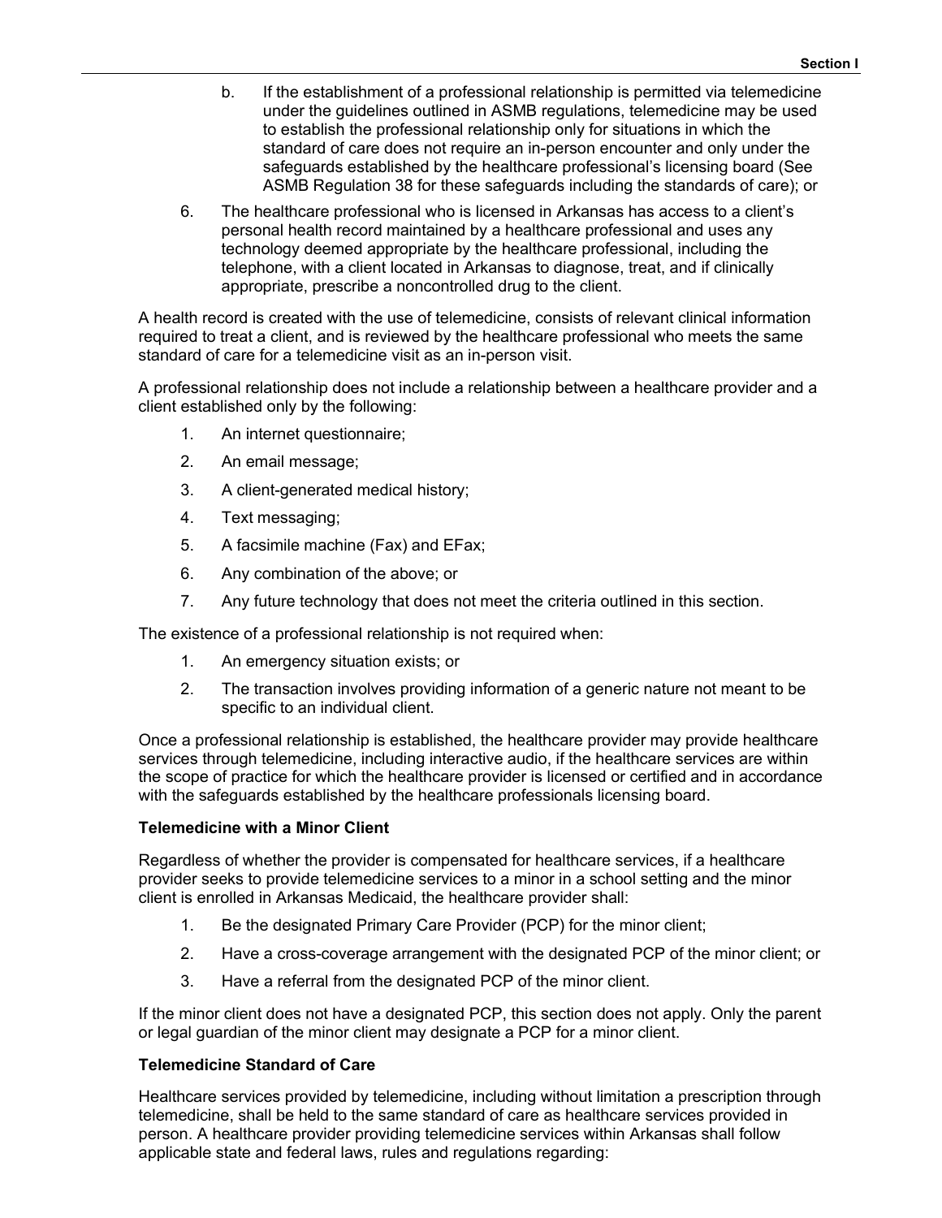b. If the establishment of a professional relationship is permitted via telemedicine under the guidelines outlined in ASMB regulations, telemedicine may be used to establish the professional relationship only for situations in which the standard of care does not require an in-person encounter and only under the safeguards established by the healthcare professional's licensing board (See ASMB Regulation 38 for these safeguards including the standards of care); or

6. The healthcare professional who is licensed in Arkansas has access to a client's personal health record maintained by a healthcare professional and uses any technology deemed appropriate by the healthcare professional, including the telephone, with a client located in Arkansas to diagnose, treat, and if clinically appropriate, prescribe a noncontrolled drug to the client.

A health record is created with the use of telemedicine, consists of relevant clinical information required to treat a client, and is reviewed by the healthcare professional who meets the same standard of care for a telemedicine visit as an in-person visit.

A professional relationship does not include a relationship between a healthcare provider and a client established only by the following:

1. An internet questionnaire;
2. An email message;
3. A client-generated medical history;
4. Text messaging;
5. A facsimile machine (Fax) and EFax;
6. Any combination of the above; or
7. Any future technology that does not meet the criteria outlined in this section.

The existence of a professional relationship is not required when:

1. An emergency situation exists; or
2. The transaction involves providing information of a generic nature not meant to be specific to an individual client.

Once a professional relationship is established, the healthcare provider may provide healthcare services through telemedicine, including interactive audio, if the healthcare services are within the scope of practice for which the healthcare provider is licensed or certified and in accordance with the safeguards established by the healthcare professionals licensing board.

**Telemedicine with a Minor Client**

Regardless of whether the provider is compensated for healthcare services, if a healthcare provider seeks to provide telemedicine services to a minor in a school setting and the minor client is enrolled in Arkansas Medicaid, the healthcare provider shall:

1. Be the designated Primary Care Provider (PCP) for the minor client;
2. Have a cross-coverage arrangement with the designated PCP of the minor client; or
3. Have a referral from the designated PCP of the minor client.

If the minor client does not have a designated PCP, this section does not apply. Only the parent or legal guardian of the minor client may designate a PCP for a minor client.

**Telemedicine Standard of Care**

Healthcare services provided by telemedicine, including without limitation a prescription through telemedicine, shall be held to the same standard of care as healthcare services provided in person. A healthcare provider providing telemedicine services within Arkansas shall follow applicable state and federal laws, rules and regulations regarding: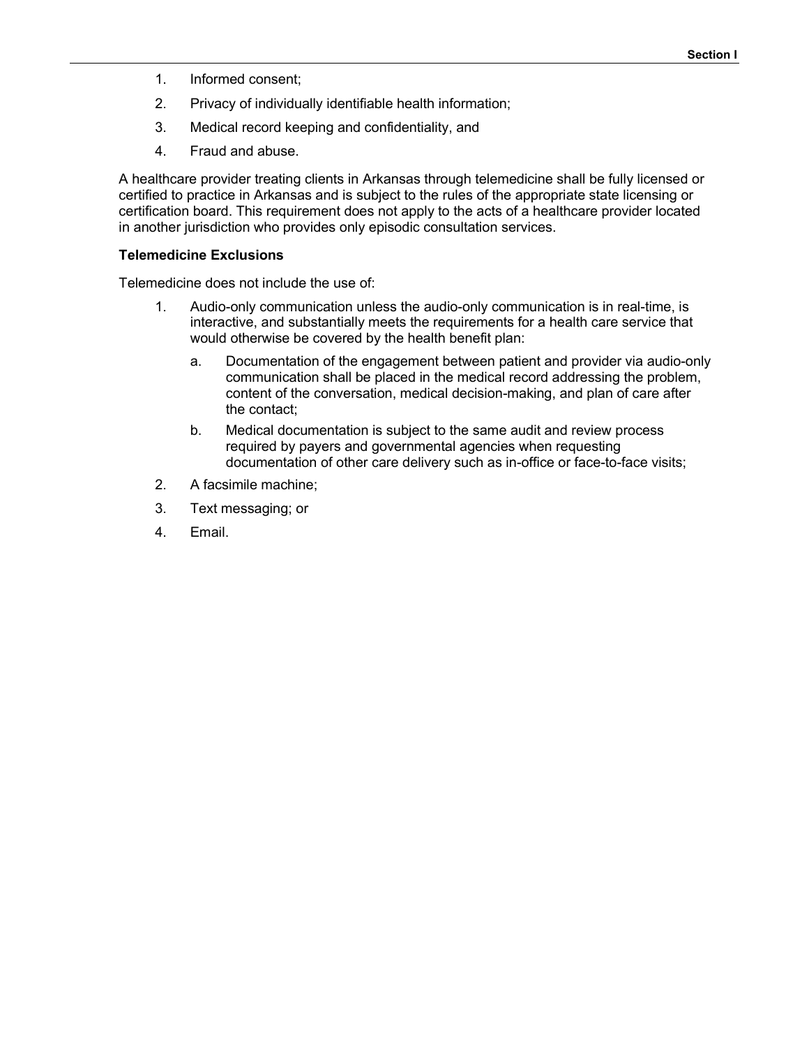1. Informed consent;
2. Privacy of individually identifiable health information;
3. Medical record keeping and confidentiality, and
4. Fraud and abuse.

A healthcare provider treating clients in Arkansas through telemedicine shall be fully licensed or certified to practice in Arkansas and is subject to the rules of the appropriate state licensing or certification board. This requirement does not apply to the acts of a healthcare provider located in another jurisdiction who provides only episodic consultation services.

**Telemedicine Exclusions**

Telemedicine does not include the use of:

1. Audio-only communication unless the audio-only communication is in real-time, is interactive, and substantially meets the requirements for a health care service that would otherwise be covered by the health benefit plan:
    a. Documentation of the engagement between patient and provider via audio-only communication shall be placed in the medical record addressing the problem, content of the conversation, medical decision-making, and plan of care after the contact;
    b. Medical documentation is subject to the same audit and review process required by payers and governmental agencies when requesting documentation of other care delivery such as in-office or face-to-face visits;
2. A facsimile machine;
3. Text messaging; or
4. Email.